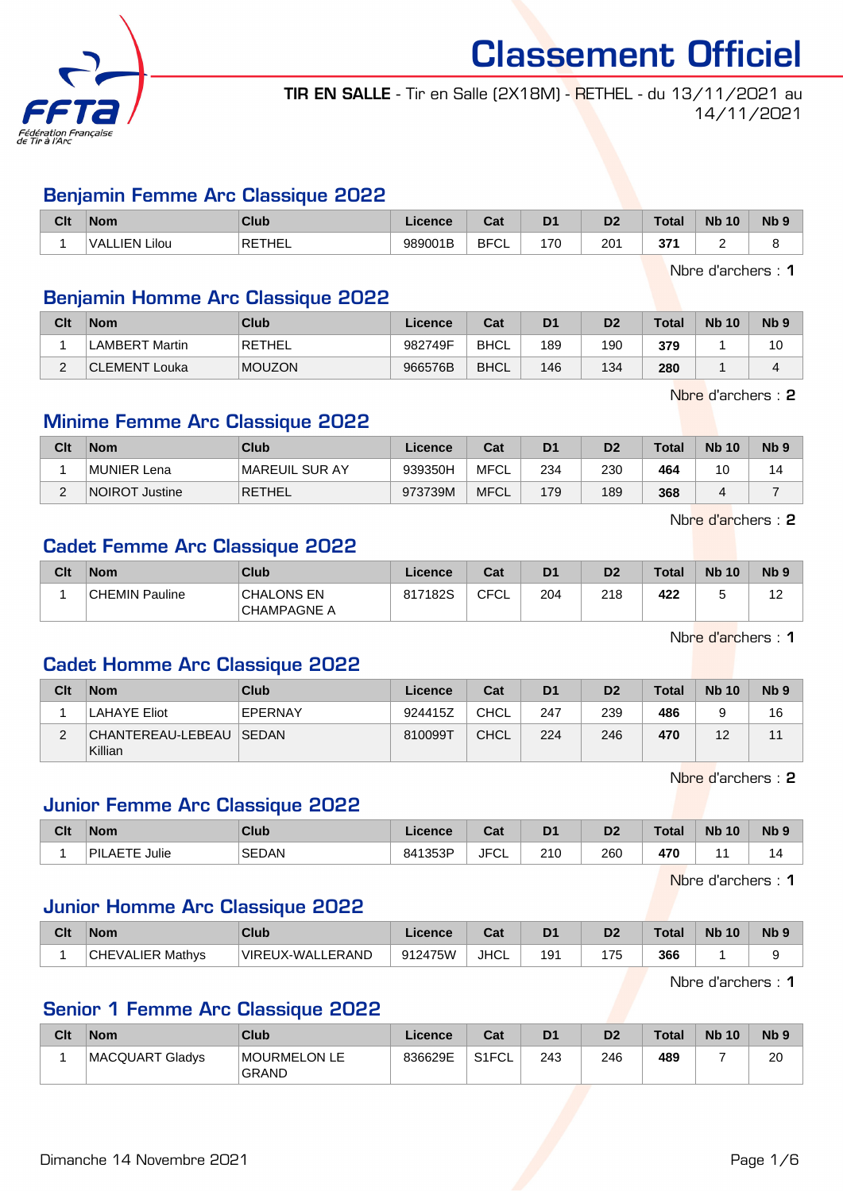# Classement Officiel

**TIR EN SALLE** - Tir en Salle (2X18M) - RETHEL - du 13/11/2021 au 14/11/2021

## Benjamin Femme Arc Classique 2022

| Clt | Nom | Club | Licence | Cat | D1 | D2 | Total | Nb 10 | Nb 9 |
|---|---|---|---|---|---|---|---|---|---|
| 1 | VALLIEN Lilou | RETHEL | 989001B | BFCL | 170 | 201 | **371** | 2 | 8 |

Nbre d'archers : **1**

## Benjamin Homme Arc Classique 2022

| Clt | Nom | Club | Licence | Cat | D1 | D2 | Total | Nb 10 | Nb 9 |
|---|---|---|---|---|---|---|---|---|---|
| 1 | LAMBERT Martin | RETHEL | 982749F | BHCL | 189 | 190 | **379** | 1 | 10 |
| 2 | CLEMENT Louka | MOUZON | 966576B | BHCL | 146 | 134 | **280** | 1 | 4 |

Nbre d'archers : **2**

## Minime Femme Arc Classique 2022

| Clt | Nom | Club | Licence | Cat | D1 | D2 | Total | Nb 10 | Nb 9 |
|---|---|---|---|---|---|---|---|---|---|
| 1 | MUNIER Lena | MAREUIL SUR AY | 939350H | MFCL | 234 | 230 | **464** | 10 | 14 |
| 2 | NOIROT Justine | RETHEL | 973739M | MFCL | 179 | 189 | **368** | 4 | 7 |

Nbre d'archers : **2**

## Cadet Femme Arc Classique 2022

| Clt | Nom | Club | Licence | Cat | D1 | D2 | Total | Nb 10 | Nb 9 |
|---|---|---|---|---|---|---|---|---|---|
| 1 | CHEMIN Pauline | CHALONS EN CHAMPAGNE A | 817182S | CFCL | 204 | 218 | **422** | 5 | 12 |

Nbre d'archers : **1**

## Cadet Homme Arc Classique 2022

| Clt | Nom | Club | Licence | Cat | D1 | D2 | Total | Nb 10 | Nb 9 |
|---|---|---|---|---|---|---|---|---|---|
| 1 | LAHAYE Eliot | EPERNAY | 924415Z | CHCL | 247 | 239 | **486** | 9 | 16 |
| 2 | CHANTEREAU-LEBEAU Killian | SEDAN | 810099T | CHCL | 224 | 246 | **470** | 12 | 11 |

Nbre d'archers : **2**

## Junior Femme Arc Classique 2022

| Clt | Nom | Club | Licence | Cat | D1 | D2 | Total | Nb 10 | Nb 9 |
|---|---|---|---|---|---|---|---|---|---|
| 1 | PILAETE Julie | SEDAN | 841353P | JFCL | 210 | 260 | **470** | 11 | 14 |

Nbre d'archers : **1**

## Junior Homme Arc Classique 2022

| Clt | Nom | Club | Licence | Cat | D1 | D2 | Total | Nb 10 | Nb 9 |
|---|---|---|---|---|---|---|---|---|---|
| 1 | CHEVALIER Mathys | VIREUX-WALLERAND | 912475W | JHCL | 191 | 175 | **366** | 1 | 9 |

Nbre d'archers : **1**

## Senior 1 Femme Arc Classique 2022

| Clt | Nom | Club | Licence | Cat | D1 | D2 | Total | Nb 10 | Nb 9 |
|---|---|---|---|---|---|---|---|---|---|
| 1 | MACQUART Gladys | MOURMELON LE GRAND | 836629E | S1FCL | 243 | 246 | **489** | 7 | 20 |

Dimanche 14 Novembre 2021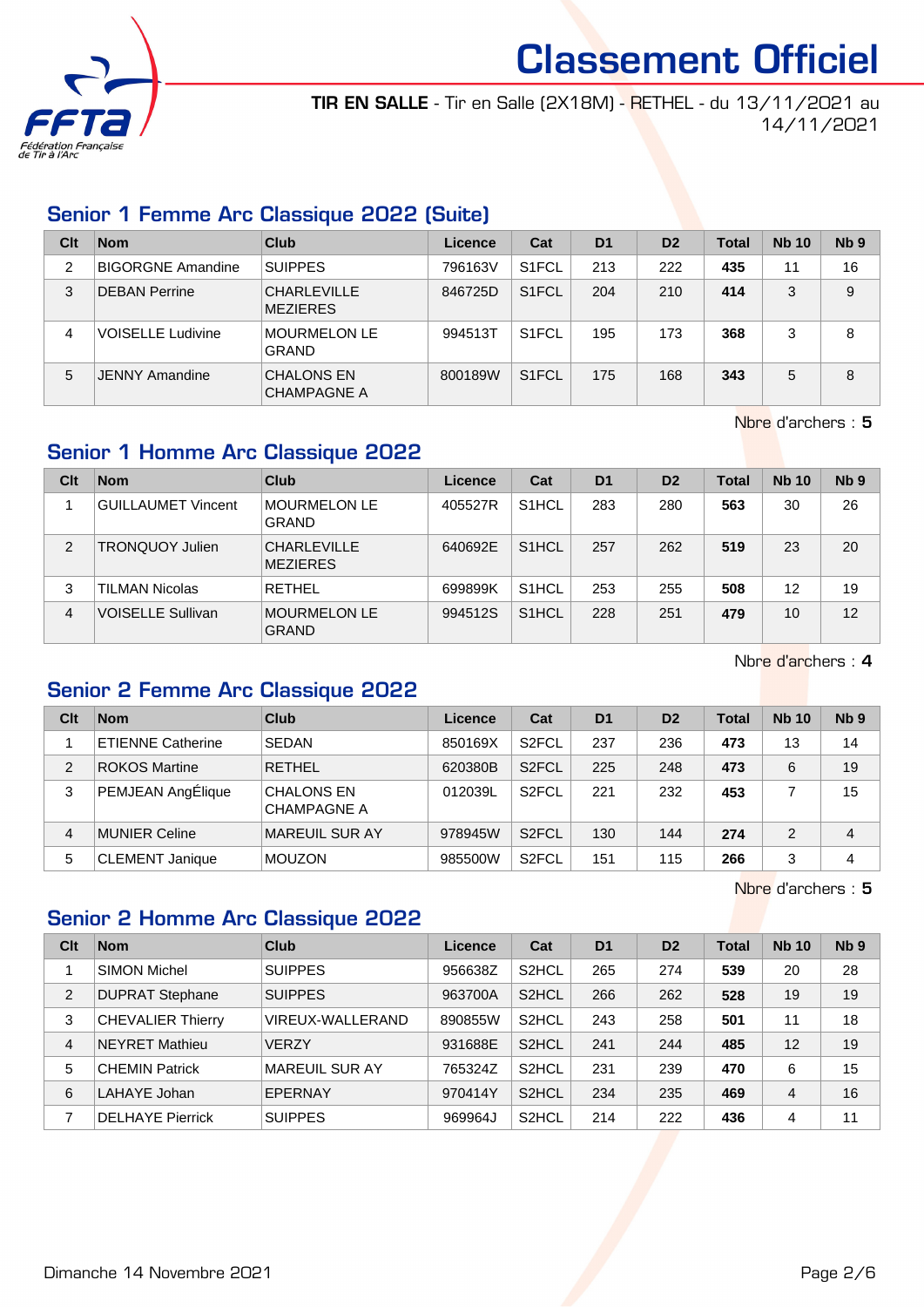# Classement Officiel

**TIR EN SALLE** - Tir en Salle (2X18M) - RETHEL - du 13/11/2021 au 14/11/2021

## Senior 1 Femme Arc Classique 2022 (Suite)

| Clt | Nom | Club | Licence | Cat | D1 | D2 | Total | Nb 10 | Nb 9 |
|---|---|---|---|---|---|---|---|---|---|
| 2 | BIGORGNE Amandine | SUIPPES | 796163V | S1FCL | 213 | 222 | **435** | 11 | 16 |
| 3 | DEBAN Perrine | CHARLEVILLE MEZIERES | 846725D | S1FCL | 204 | 210 | **414** | 3 | 9 |
| 4 | VOISELLE Ludivine | MOURMELON LE GRAND | 994513T | S1FCL | 195 | 173 | **368** | 3 | 8 |
| 5 | JENNY Amandine | CHALONS EN CHAMPAGNE A | 800189W | S1FCL | 175 | 168 | **343** | 5 | 8 |

Nbre d'archers : **5**

## Senior 1 Homme Arc Classique 2022

| Clt | Nom | Club | Licence | Cat | D1 | D2 | Total | Nb 10 | Nb 9 |
|---|---|---|---|---|---|---|---|---|---|
| 1 | GUILLAUMET Vincent | MOURMELON LE GRAND | 405527R | S1HCL | 283 | 280 | **563** | 30 | 26 |
| 2 | TRONQUOY Julien | CHARLEVILLE MEZIERES | 640692E | S1HCL | 257 | 262 | **519** | 23 | 20 |
| 3 | TILMAN Nicolas | RETHEL | 699899K | S1HCL | 253 | 255 | **508** | 12 | 19 |
| 4 | VOISELLE Sullivan | MOURMELON LE GRAND | 994512S | S1HCL | 228 | 251 | **479** | 10 | 12 |

Nbre d'archers : **4**

## Senior 2 Femme Arc Classique 2022

| Clt | Nom | Club | Licence | Cat | D1 | D2 | Total | Nb 10 | Nb 9 |
|---|---|---|---|---|---|---|---|---|---|
| 1 | ETIENNE Catherine | SEDAN | 850169X | S2FCL | 237 | 236 | **473** | 13 | 14 |
| 2 | ROKOS Martine | RETHEL | 620380B | S2FCL | 225 | 248 | **473** | 6 | 19 |
| 3 | PEMJEAN AngÉlique | CHALONS EN CHAMPAGNE A | 012039L | S2FCL | 221 | 232 | **453** | 7 | 15 |
| 4 | MUNIER Celine | MAREUIL SUR AY | 978945W | S2FCL | 130 | 144 | **274** | 2 | 4 |
| 5 | CLEMENT Janique | MOUZON | 985500W | S2FCL | 151 | 115 | **266** | 3 | 4 |

Nbre d'archers : **5**

## Senior 2 Homme Arc Classique 2022

| Clt | Nom | Club | Licence | Cat | D1 | D2 | Total | Nb 10 | Nb 9 |
|---|---|---|---|---|---|---|---|---|---|
| 1 | SIMON Michel | SUIPPES | 956638Z | S2HCL | 265 | 274 | **539** | 20 | 28 |
| 2 | DUPRAT Stephane | SUIPPES | 963700A | S2HCL | 266 | 262 | **528** | 19 | 19 |
| 3 | CHEVALIER Thierry | VIREUX-WALLERAND | 890855W | S2HCL | 243 | 258 | **501** | 11 | 18 |
| 4 | NEYRET Mathieu | VERZY | 931688E | S2HCL | 241 | 244 | **485** | 12 | 19 |
| 5 | CHEMIN Patrick | MAREUIL SUR AY | 765324Z | S2HCL | 231 | 239 | **470** | 6 | 15 |
| 6 | LAHAYE Johan | EPERNAY | 970414Y | S2HCL | 234 | 235 | **469** | 4 | 16 |
| 7 | DELHAYE Pierrick | SUIPPES | 969964J | S2HCL | 214 | 222 | **436** | 4 | 11 |

Dimanche 14 Novembre 2021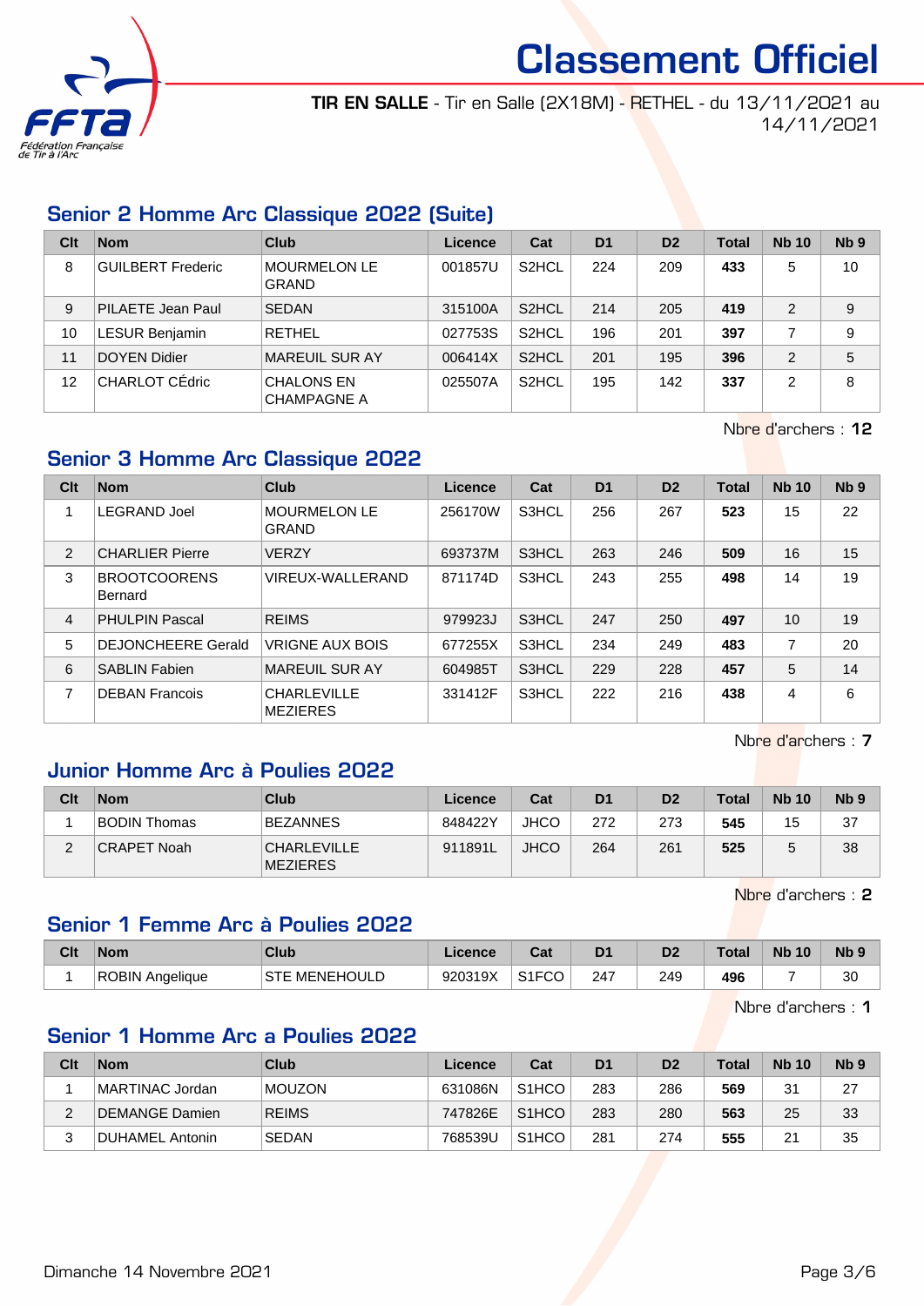# Classement Officiel

**TIR EN SALLE** - Tir en Salle (2X18M) - RETHEL - du 13/11/2021 au 14/11/2021

## Senior 2 Homme Arc Classique 2022 (Suite)

| Clt | Nom | Club | Licence | Cat | D1 | D2 | Total | Nb 10 | Nb 9 |
|---|---|---|---|---|---|---|---|---|---|
| 8 | GUILBERT Frederic | MOURMELON LE GRAND | 001857U | S2HCL | 224 | 209 | **433** | 5 | 10 |
| 9 | PILAETE Jean Paul | SEDAN | 315100A | S2HCL | 214 | 205 | **419** | 2 | 9 |
| 10 | LESUR Benjamin | RETHEL | 027753S | S2HCL | 196 | 201 | **397** | 7 | 9 |
| 11 | DOYEN Didier | MAREUIL SUR AY | 006414X | S2HCL | 201 | 195 | **396** | 2 | 5 |
| 12 | CHARLOT CÉdric | CHALONS EN CHAMPAGNE A | 025507A | S2HCL | 195 | 142 | **337** | 2 | 8 |

Nbre d'archers : **12**

## Senior 3 Homme Arc Classique 2022

| Clt | Nom | Club | Licence | Cat | D1 | D2 | Total | Nb 10 | Nb 9 |
|---|---|---|---|---|---|---|---|---|---|
| 1 | LEGRAND Joel | MOURMELON LE GRAND | 256170W | S3HCL | 256 | 267 | **523** | 15 | 22 |
| 2 | CHARLIER Pierre | VERZY | 693737M | S3HCL | 263 | 246 | **509** | 16 | 15 |
| 3 | BROOTCOORENS Bernard | VIREUX-WALLERAND | 871174D | S3HCL | 243 | 255 | **498** | 14 | 19 |
| 4 | PHULPIN Pascal | REIMS | 979923J | S3HCL | 247 | 250 | **497** | 10 | 19 |
| 5 | DEJONCHEERE Gerald | VRIGNE AUX BOIS | 677255X | S3HCL | 234 | 249 | **483** | 7 | 20 |
| 6 | SABLIN Fabien | MAREUIL SUR AY | 604985T | S3HCL | 229 | 228 | **457** | 5 | 14 |
| 7 | DEBAN Francois | CHARLEVILLE MEZIERES | 331412F | S3HCL | 222 | 216 | **438** | 4 | 6 |

Nbre d'archers : **7**

## Junior Homme Arc à Poulies 2022

| Clt | Nom | Club | Licence | Cat | D1 | D2 | Total | Nb 10 | Nb 9 |
|---|---|---|---|---|---|---|---|---|---|
| 1 | BODIN Thomas | BEZANNES | 848422Y | JHCO | 272 | 273 | **545** | 15 | 37 |
| 2 | CRAPET Noah | CHARLEVILLE MEZIERES | 911891L | JHCO | 264 | 261 | **525** | 5 | 38 |

Nbre d'archers : **2**

## Senior 1 Femme Arc à Poulies 2022

| Clt | Nom | Club | Licence | Cat | D1 | D2 | Total | Nb 10 | Nb 9 |
|---|---|---|---|---|---|---|---|---|---|
| 1 | ROBIN Angelique | STE MENEHOULD | 920319X | S1FCO | 247 | 249 | **496** | 7 | 30 |

Nbre d'archers : **1**

## Senior 1 Homme Arc a Poulies 2022

| Clt | Nom | Club | Licence | Cat | D1 | D2 | Total | Nb 10 | Nb 9 |
|---|---|---|---|---|---|---|---|---|---|
| 1 | MARTINAC Jordan | MOUZON | 631086N | S1HCO | 283 | 286 | **569** | 31 | 27 |
| 2 | DEMANGE Damien | REIMS | 747826E | S1HCO | 283 | 280 | **563** | 25 | 33 |
| 3 | DUHAMEL Antonin | SEDAN | 768539U | S1HCO | 281 | 274 | **555** | 21 | 35 |

Dimanche 14 Novembre 2021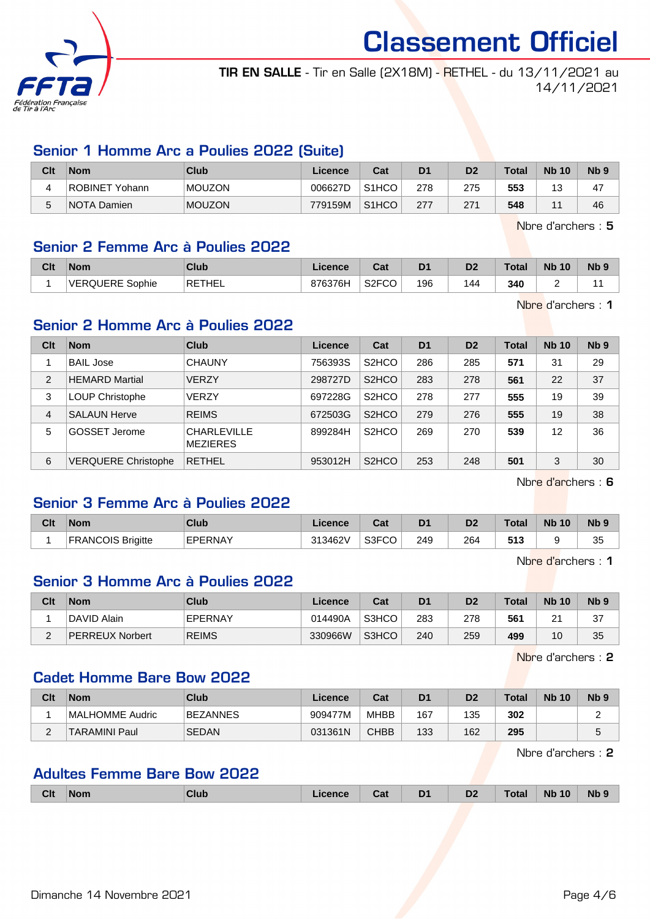# Classement Officiel

**TIR EN SALLE** - Tir en Salle (2X18M) - RETHEL - du 13/11/2021 au 14/11/2021

## Senior 1 Homme Arc a Poulies 2022 (Suite)

| Clt | Nom | Club | Licence | Cat | D1 | D2 | Total | Nb 10 | Nb 9 |
|---|---|---|---|---|---|---|---|---|---|
| 4 | ROBINET Yohann | MOUZON | 006627D | S1HCO | 278 | 275 | **553** | 13 | 47 |
| 5 | NOTA Damien | MOUZON | 779159M | S1HCO | 277 | 271 | **548** | 11 | 46 |

Nbre d'archers : **5**

## Senior 2 Femme Arc à Poulies 2022

| Clt | Nom | Club | Licence | Cat | D1 | D2 | Total | Nb 10 | Nb 9 |
|---|---|---|---|---|---|---|---|---|---|
| 1 | VERQUERE Sophie | RETHEL | 876376H | S2FCO | 196 | 144 | **340** | 2 | 11 |

Nbre d'archers : **1**

## Senior 2 Homme Arc à Poulies 2022

| Clt | Nom | Club | Licence | Cat | D1 | D2 | Total | Nb 10 | Nb 9 |
|---|---|---|---|---|---|---|---|---|---|
| 1 | BAIL Jose | CHAUNY | 756393S | S2HCO | 286 | 285 | **571** | 31 | 29 |
| 2 | HEMARD Martial | VERZY | 298727D | S2HCO | 283 | 278 | **561** | 22 | 37 |
| 3 | LOUP Christophe | VERZY | 697228G | S2HCO | 278 | 277 | **555** | 19 | 39 |
| 4 | SALAUN Herve | REIMS | 672503G | S2HCO | 279 | 276 | **555** | 19 | 38 |
| 5 | GOSSET Jerome | CHARLEVILLE MEZIERES | 899284H | S2HCO | 269 | 270 | **539** | 12 | 36 |
| 6 | VERQUERE Christophe | RETHEL | 953012H | S2HCO | 253 | 248 | **501** | 3 | 30 |

Nbre d'archers : **6**

## Senior 3 Femme Arc à Poulies 2022

| Clt | Nom | Club | Licence | Cat | D1 | D2 | Total | Nb 10 | Nb 9 |
|---|---|---|---|---|---|---|---|---|---|
| 1 | FRANCOIS Brigitte | EPERNAY | 313462V | S3FCO | 249 | 264 | **513** | 9 | 35 |

Nbre d'archers : **1**

## Senior 3 Homme Arc à Poulies 2022

| Clt | Nom | Club | Licence | Cat | D1 | D2 | Total | Nb 10 | Nb 9 |
|---|---|---|---|---|---|---|---|---|---|
| 1 | DAVID Alain | EPERNAY | 014490A | S3HCO | 283 | 278 | **561** | 21 | 37 |
| 2 | PERREUX Norbert | REIMS | 330966W | S3HCO | 240 | 259 | **499** | 10 | 35 |

Nbre d'archers : **2**

## Cadet Homme Bare Bow 2022

| Clt | Nom | Club | Licence | Cat | D1 | D2 | Total | Nb 10 | Nb 9 |
|---|---|---|---|---|---|---|---|---|---|
| 1 | MALHOMME Audric | BEZANNES | 909477M | MHBB | 167 | 135 | **302** | | 2 |
| 2 | TARAMINI Paul | SEDAN | 031361N | CHBB | 133 | 162 | **295** | | 5 |

Nbre d'archers : **2**

## Adultes Femme Bare Bow 2022

| Clt | Nom | Club | Licence | Cat | D1 | D2 | Total | Nb 10 | Nb 9 |
|---|---|---|---|---|---|---|---|---|---|

Dimanche 14 Novembre 2021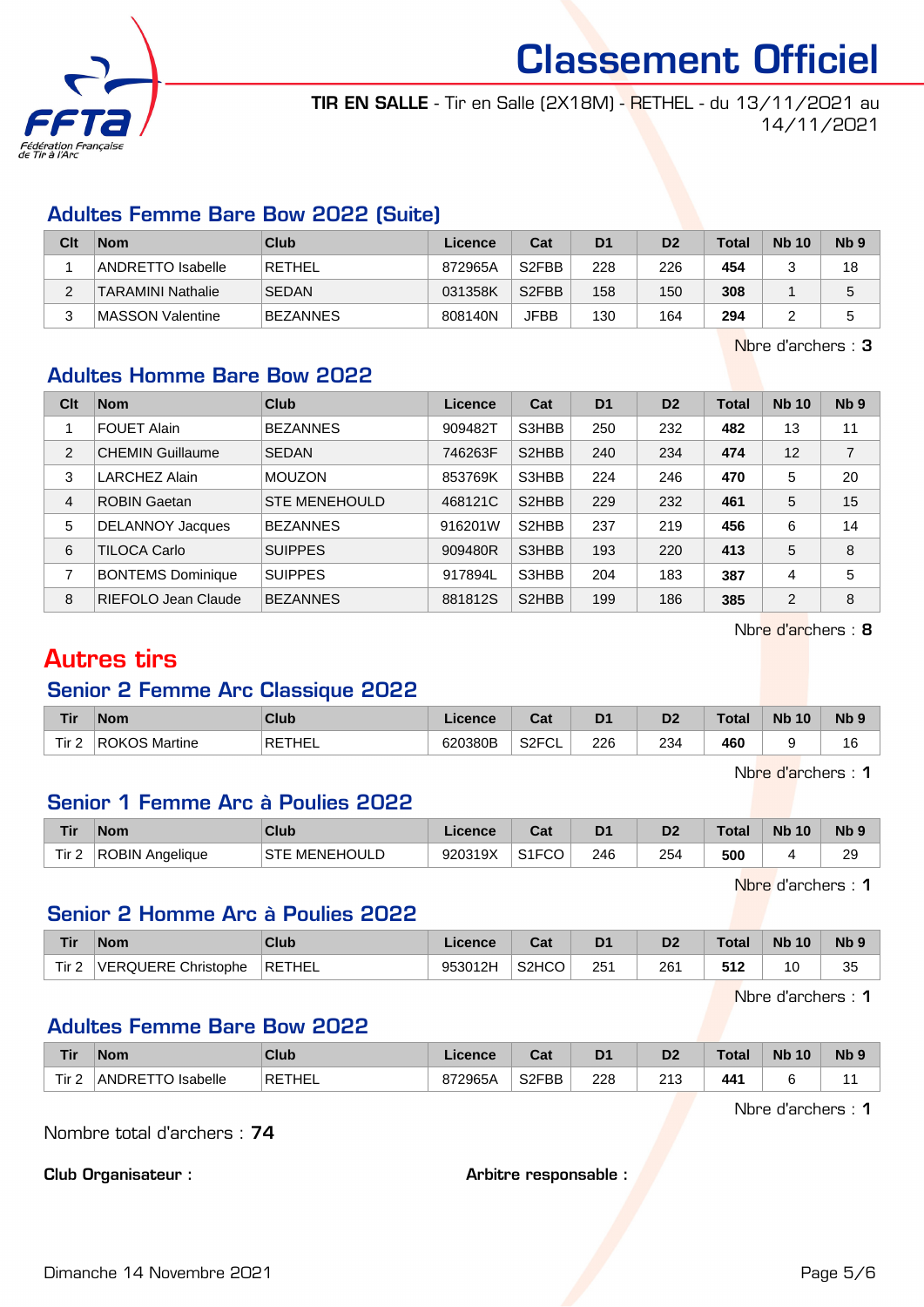# Classement Officiel

**TIR EN SALLE** - Tir en Salle (2X18M) - RETHEL - du 13/11/2021 au 14/11/2021

## Adultes Femme Bare Bow 2022 (Suite)

| Clt | Nom | Club | Licence | Cat | D1 | D2 | Total | Nb 10 | Nb 9 |
|---|---|---|---|---|---|---|---|---|---|
| 1 | ANDRETTO Isabelle | RETHEL | 872965A | S2FBB | 228 | 226 | **454** | 3 | 18 |
| 2 | TARAMINI Nathalie | SEDAN | 031358K | S2FBB | 158 | 150 | **308** | 1 | 5 |
| 3 | MASSON Valentine | BEZANNES | 808140N | JFBB | 130 | 164 | **294** | 2 | 5 |

Nbre d'archers : **3**

## Adultes Homme Bare Bow 2022

| Clt | Nom | Club | Licence | Cat | D1 | D2 | Total | Nb 10 | Nb 9 |
|---|---|---|---|---|---|---|---|---|---|
| 1 | FOUET Alain | BEZANNES | 909482T | S3HBB | 250 | 232 | **482** | 13 | 11 |
| 2 | CHEMIN Guillaume | SEDAN | 746263F | S2HBB | 240 | 234 | **474** | 12 | 7 |
| 3 | LARCHEZ Alain | MOUZON | 853769K | S3HBB | 224 | 246 | **470** | 5 | 20 |
| 4 | ROBIN Gaetan | STE MENEHOULD | 468121C | S2HBB | 229 | 232 | **461** | 5 | 15 |
| 5 | DELANNOY Jacques | BEZANNES | 916201W | S2HBB | 237 | 219 | **456** | 6 | 14 |
| 6 | TILOCA Carlo | SUIPPES | 909480R | S3HBB | 193 | 220 | **413** | 5 | 8 |
| 7 | BONTEMS Dominique | SUIPPES | 917894L | S3HBB | 204 | 183 | **387** | 4 | 5 |
| 8 | RIEFOLO Jean Claude | BEZANNES | 881812S | S2HBB | 199 | 186 | **385** | 2 | 8 |

Nbre d'archers : **8**

# Autres tirs

## Senior 2 Femme Arc Classique 2022

| Tir | Nom | Club | Licence | Cat | D1 | D2 | Total | Nb 10 | Nb 9 |
|---|---|---|---|---|---|---|---|---|---|
| Tir 2 | ROKOS Martine | RETHEL | 620380B | S2FCL | 226 | 234 | **460** | 9 | 16 |

Nbre d'archers : **1**

## Senior 1 Femme Arc à Poulies 2022

| Tir | Nom | Club | Licence | Cat | D1 | D2 | Total | Nb 10 | Nb 9 |
|---|---|---|---|---|---|---|---|---|---|
| Tir 2 | ROBIN Angelique | STE MENEHOULD | 920319X | S1FCO | 246 | 254 | **500** | 4 | 29 |

Nbre d'archers : **1**

## Senior 2 Homme Arc à Poulies 2022

| Tir | Nom | Club | Licence | Cat | D1 | D2 | Total | Nb 10 | Nb 9 |
|---|---|---|---|---|---|---|---|---|---|
| Tir 2 | VERQUERE Christophe | RETHEL | 953012H | S2HCO | 251 | 261 | **512** | 10 | 35 |

Nbre d'archers : **1**

## Adultes Femme Bare Bow 2022

| Tir | Nom | Club | Licence | Cat | D1 | D2 | Total | Nb 10 | Nb 9 |
|---|---|---|---|---|---|---|---|---|---|
| Tir 2 | ANDRETTO Isabelle | RETHEL | 872965A | S2FBB | 228 | 213 | **441** | 6 | 11 |

Nbre d'archers : **1**

Nombre total d'archers : **74**

**Club Organisateur :**

**Arbitre responsable :**

Dimanche 14 Novembre 2021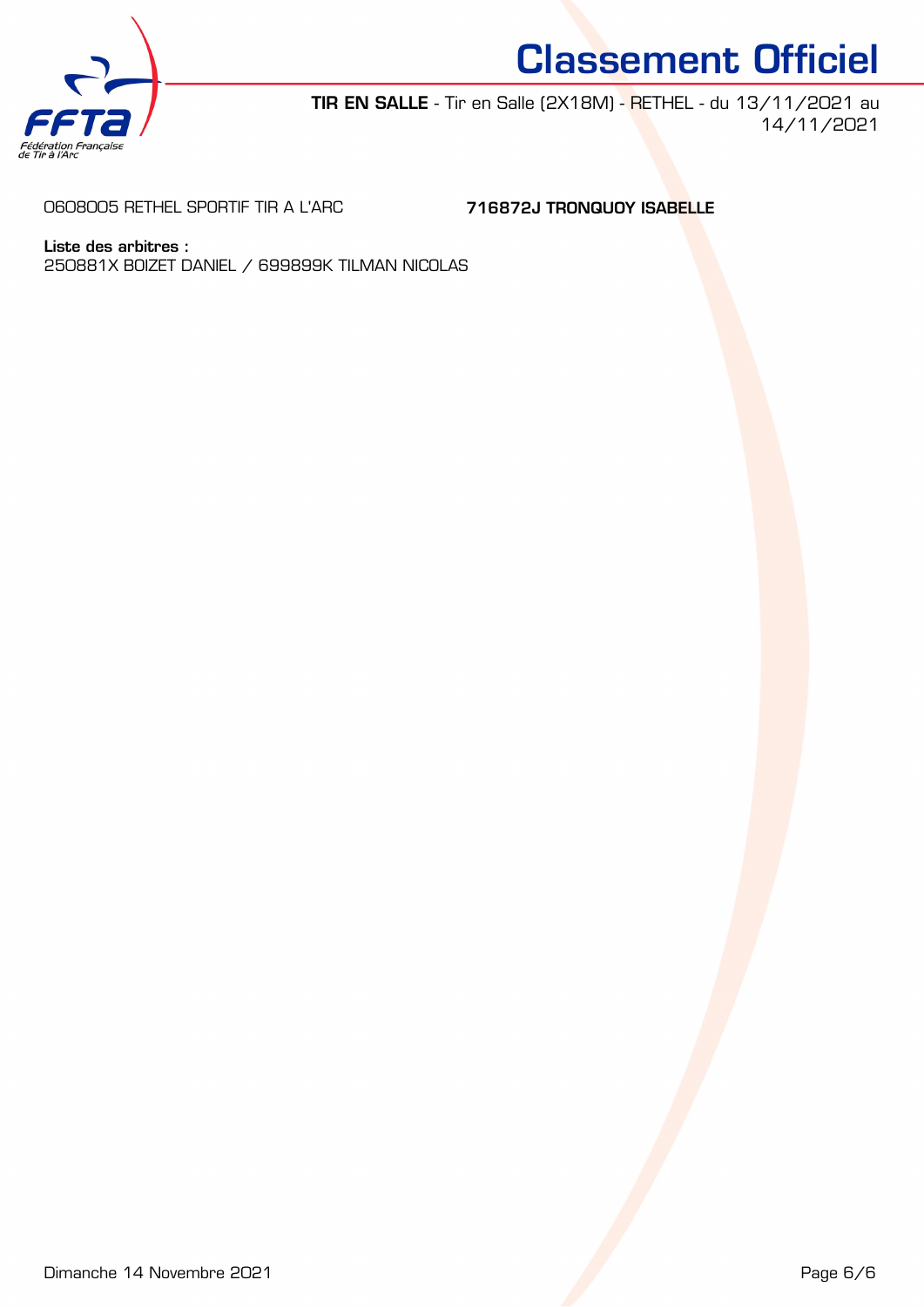# Classement Officiel

**TIR EN SALLE** - Tir en Salle (2X18M) - RETHEL - du 13/11/2021 au 14/11/2021

0608005 RETHEL SPORTIF TIR A L'ARC **716872J TRONQUOY ISABELLE**

**Liste des arbitres :**
250881X BOIZET DANIEL / 699899K TILMAN NICOLAS

Dimanche 14 Novembre 2021